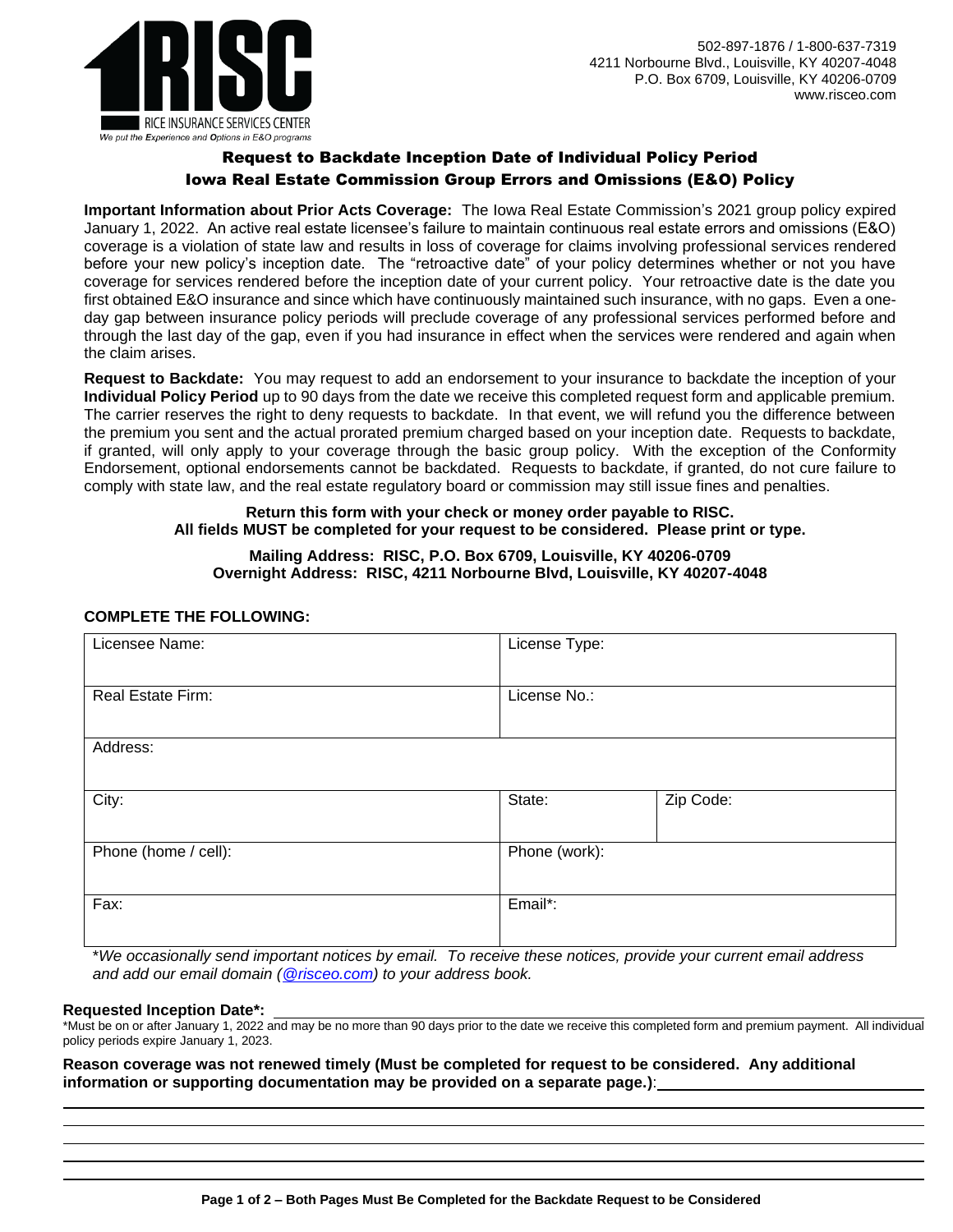RICE INSURANCE SERVICES CENTER
*We put the Experience and Options in E&O programs*

502-897-1876 / 1-800-637-7319
4211 Norbourne Blvd., Louisville, KY 40207-4048
P.O. Box 6709, Louisville, KY 40206-0709
www.risceo.com

## Request to Backdate Inception Date of Individual Policy Period
## Iowa Real Estate Commission Group Errors and Omissions (E&O) Policy

**Important Information about Prior Acts Coverage:** The Iowa Real Estate Commission's 2021 group policy expired January 1, 2022. An active real estate licensee's failure to maintain continuous real estate errors and omissions (E&O) coverage is a violation of state law and results in loss of coverage for claims involving professional services rendered before your new policy's inception date. The "retroactive date" of your policy determines whether or not you have coverage for services rendered before the inception date of your current policy. Your retroactive date is the date you first obtained E&O insurance and since which have continuously maintained such insurance, with no gaps. Even a one-day gap between insurance policy periods will preclude coverage of any professional services performed before and through the last day of the gap, even if you had insurance in effect when the services were rendered and again when the claim arises.

**Request to Backdate:** You may request to add an endorsement to your insurance to backdate the inception of your **Individual Policy Period** up to 90 days from the date we receive this completed request form and applicable premium. The carrier reserves the right to deny requests to backdate. In that event, we will refund you the difference between the premium you sent and the actual prorated premium charged based on your inception date. Requests to backdate, if granted, will only apply to your coverage through the basic group policy. With the exception of the Conformity Endorsement, optional endorsements cannot be backdated. Requests to backdate, if granted, do not cure failure to comply with state law, and the real estate regulatory board or commission may still issue fines and penalties.

**Return this form with your check or money order payable to RISC.**
**All fields MUST be completed for your request to be considered. Please print or type.**

**Mailing Address: RISC, P.O. Box 6709, Louisville, KY 40206-0709**
**Overnight Address: RISC, 4211 Norbourne Blvd, Louisville, KY 40207-4048**

**COMPLETE THE FOLLOWING:**

| Licensee Name: | License Type: | |
|---|---|---|
| Real Estate Firm: | License No.: | |
| Address: | | |
| City: | State: | Zip Code: |
| Phone (home / cell): | Phone (work): | |
| Fax: | Email*: | |

*\*We occasionally send important notices by email. To receive these notices, provide your current email address and add our email domain (@risceo.com) to your address book.*

**Requested Inception Date\*:** ______________________

\*Must be on or after January 1, 2022 and may be no more than 90 days prior to the date we receive this completed form and premium payment. All individual policy periods expire January 1, 2023.

**Reason coverage was not renewed timely (Must be completed for request to be considered. Any additional information or supporting documentation may be provided on a separate page.)**: ______________________

______________________

______________________

______________________

______________________

**Page 1 of 2 – Both Pages Must Be Completed for the Backdate Request to be Considered**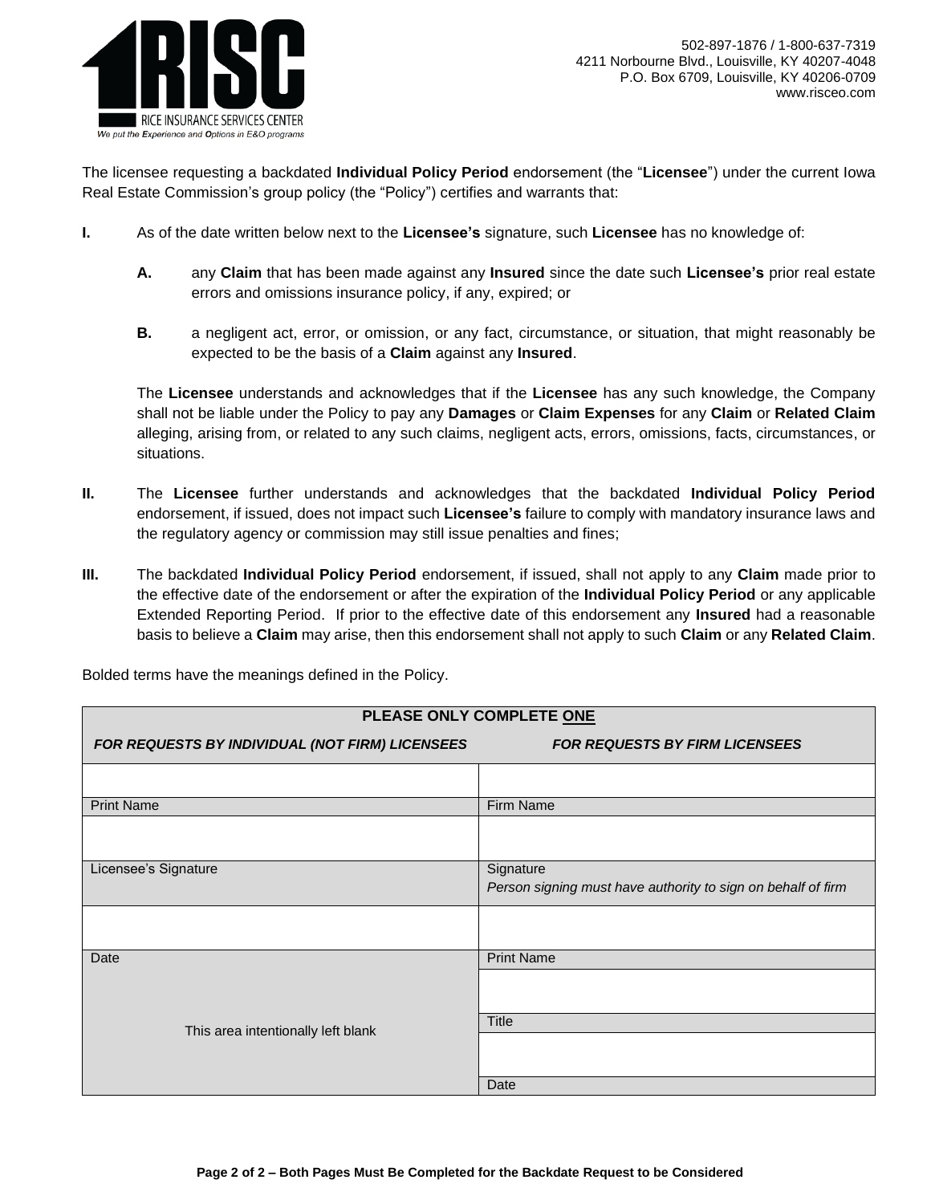RISC
RICE INSURANCE SERVICES CENTER
*We put the **E**xperience and **O**ptions in E&O programs*

502-897-1876 / 1-800-637-7319
4211 Norbourne Blvd., Louisville, KY 40207-4048
P.O. Box 6709, Louisville, KY 40206-0709
www.risceo.com

The licensee requesting a backdated **Individual Policy Period** endorsement (the "**Licensee**") under the current Iowa Real Estate Commission's group policy (the "Policy") certifies and warrants that:

**I.** As of the date written below next to the **Licensee's** signature, such **Licensee** has no knowledge of:

**A.** any **Claim** that has been made against any **Insured** since the date such **Licensee's** prior real estate errors and omissions insurance policy, if any, expired; or

**B.** a negligent act, error, or omission, or any fact, circumstance, or situation, that might reasonably be expected to be the basis of a **Claim** against any **Insured**.

The **Licensee** understands and acknowledges that if the **Licensee** has any such knowledge, the Company shall not be liable under the Policy to pay any **Damages** or **Claim Expenses** for any **Claim** or **Related Claim** alleging, arising from, or related to any such claims, negligent acts, errors, omissions, facts, circumstances, or situations.

**II.** The **Licensee** further understands and acknowledges that the backdated **Individual Policy Period** endorsement, if issued, does not impact such **Licensee's** failure to comply with mandatory insurance laws and the regulatory agency or commission may still issue penalties and fines;

**III.** The backdated **Individual Policy Period** endorsement, if issued, shall not apply to any **Claim** made prior to the effective date of the endorsement or after the expiration of the **Individual Policy Period** or any applicable Extended Reporting Period. If prior to the effective date of this endorsement any **Insured** had a reasonable basis to believe a **Claim** may arise, then this endorsement shall not apply to such **Claim** or any **Related Claim**.

Bolded terms have the meanings defined in the Policy.

| **PLEASE ONLY COMPLETE ONE** | |
|---|---|
| ***FOR REQUESTS BY INDIVIDUAL (NOT FIRM) LICENSEES*** | ***FOR REQUESTS BY FIRM LICENSEES*** |
| | |
| Print Name | Firm Name |
| | |
| Licensee's Signature | Signature<br>*Person signing must have authority to sign on behalf of firm* |
| | |
| Date | Print Name |
| This area intentionally left blank | |
| | Title |
| | |
| | Date |

**Page 2 of 2 – Both Pages Must Be Completed for the Backdate Request to be Considered**